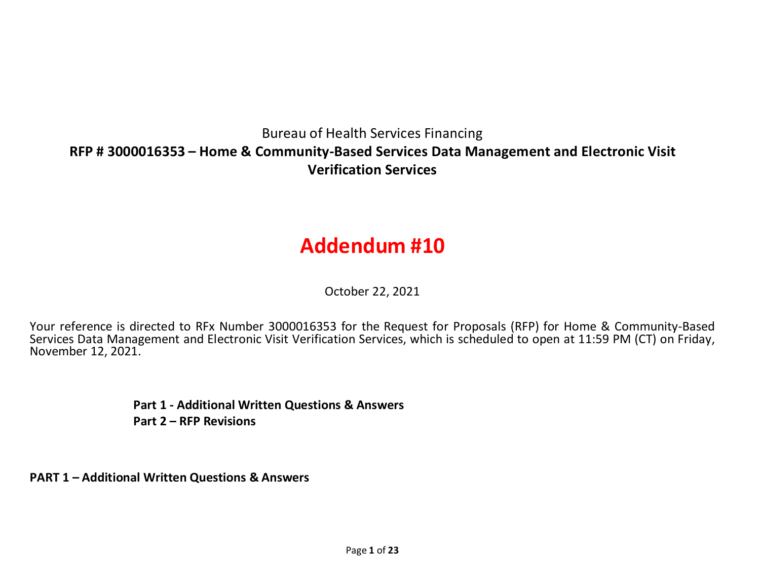Bureau of Health Services Financing

**RFP # 3000016353 – Home & Community-Based Services Data Management and Electronic Visit Verification Services**

# Addendum #10

October 22, 2021

Your reference is directed to RFx Number 3000016353 for the Request for Proposals (RFP) for Home & Community-Based Services Data Management and Electronic Visit Verification Services, which is scheduled to open at 11:59 PM (CT) on Friday, November 12, 2021.

**Part 1 - Additional Written Questions & Answers**
**Part 2 – RFP Revisions**

## PART 1 – Additional Written Questions & Answers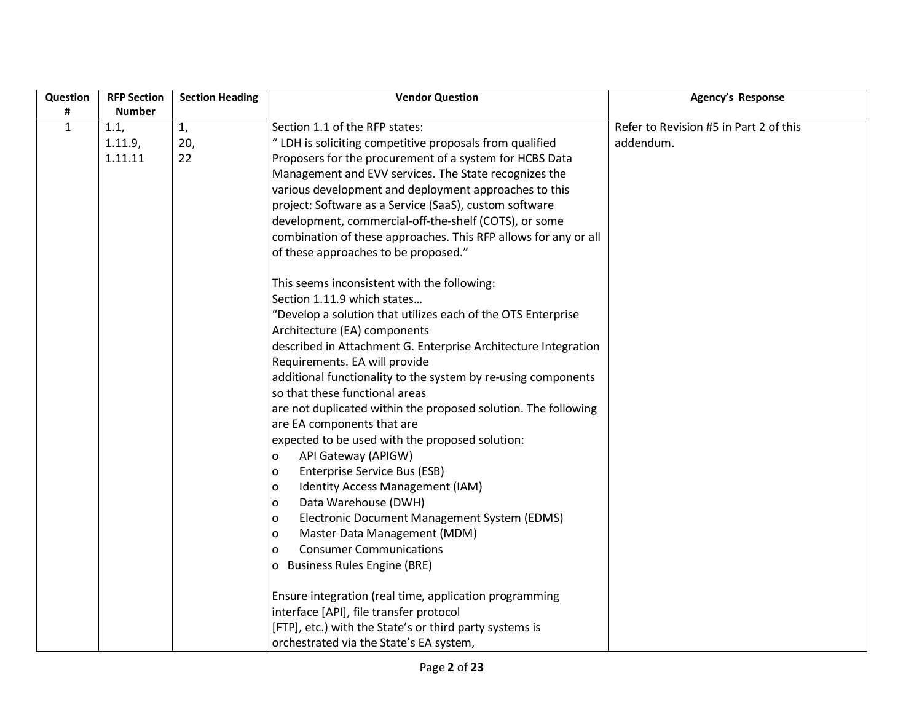| Question # | RFP Section Number | Section Heading | Vendor Question | Agency's Response |
|---|---|---|---|---|
| 1 | 1.1,<br>1.11.9,<br>1.11.11 | 1,<br>20,<br>22 | Section 1.1 of the RFP states:<br>" LDH is soliciting competitive proposals from qualified Proposers for the procurement of a system for HCBS Data Management and EVV services. The State recognizes the various development and deployment approaches to this project: Software as a Service (SaaS), custom software development, commercial-off-the-shelf (COTS), or some combination of these approaches. This RFP allows for any or all of these approaches to be proposed."<br><br>This seems inconsistent with the following:<br>Section 1.11.9 which states…<br>"Develop a solution that utilizes each of the OTS Enterprise Architecture (EA) components described in Attachment G. Enterprise Architecture Integration Requirements. EA will provide additional functionality to the system by re-using components so that these functional areas are not duplicated within the proposed solution. The following are EA components that are expected to be used with the proposed solution:<br>o API Gateway (APIGW)<br>o Enterprise Service Bus (ESB)<br>o Identity Access Management (IAM)<br>o Data Warehouse (DWH)<br>o Electronic Document Management System (EDMS)<br>o Master Data Management (MDM)<br>o Consumer Communications<br>o Business Rules Engine (BRE)<br><br>Ensure integration (real time, application programming interface [API], file transfer protocol [FTP], etc.) with the State's or third party systems is orchestrated via the State's EA system, | Refer to Revision #5 in Part 2 of this addendum. |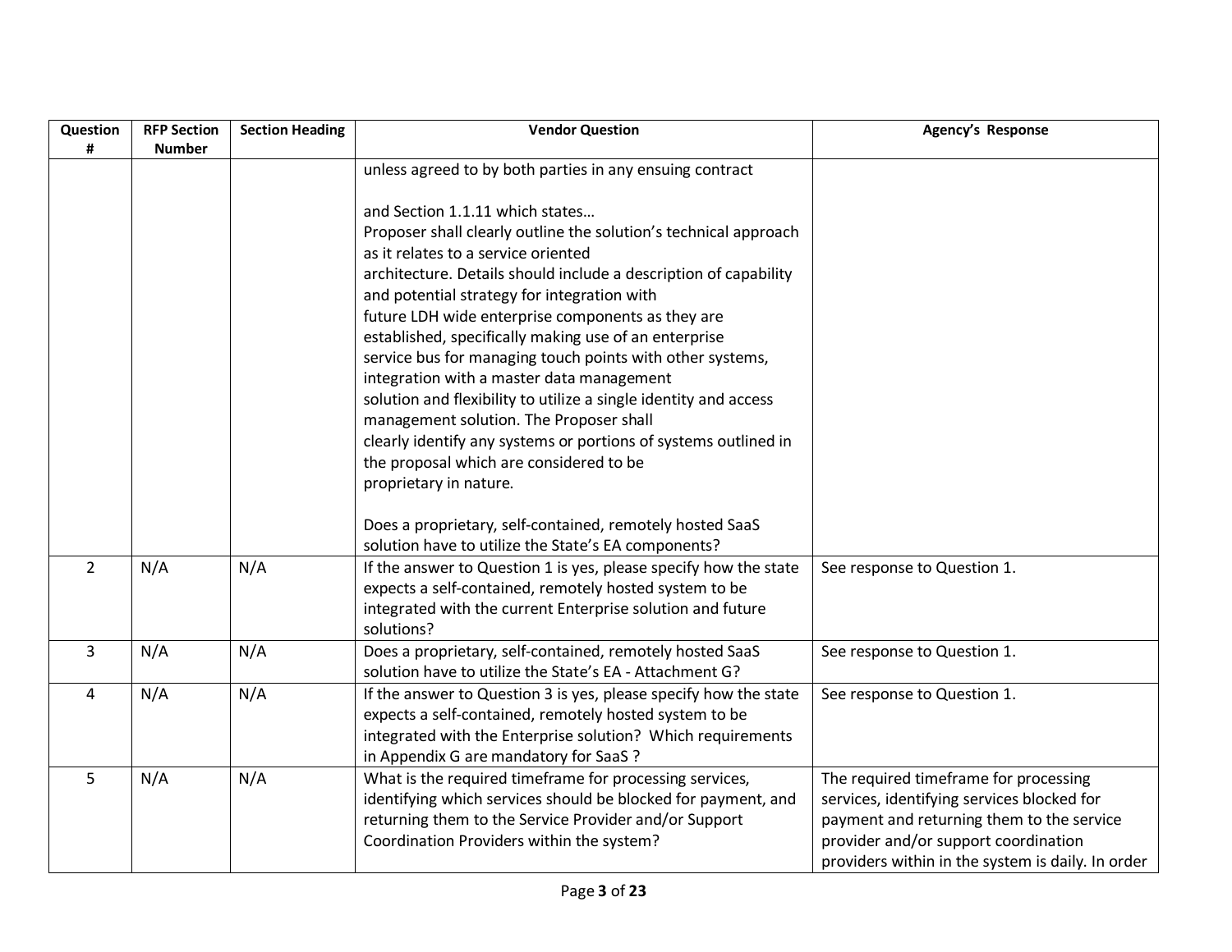| Question # | RFP Section Number | Section Heading | Vendor Question | Agency's Response |
|---|---|---|---|---|
| | | | unless agreed to by both parties in any ensuing contract<br><br>and Section 1.1.11 which states…<br>Proposer shall clearly outline the solution's technical approach as it relates to a service oriented architecture. Details should include a description of capability and potential strategy for integration with future LDH wide enterprise components as they are established, specifically making use of an enterprise service bus for managing touch points with other systems, integration with a master data management solution and flexibility to utilize a single identity and access management solution. The Proposer shall clearly identify any systems or portions of systems outlined in the proposal which are considered to be proprietary in nature.<br><br>Does a proprietary, self-contained, remotely hosted SaaS solution have to utilize the State's EA components? | |
| 2 | N/A | N/A | If the answer to Question 1 is yes, please specify how the state expects a self-contained, remotely hosted system to be integrated with the current Enterprise solution and future solutions? | See response to Question 1. |
| 3 | N/A | N/A | Does a proprietary, self-contained, remotely hosted SaaS solution have to utilize the State's EA - Attachment G? | See response to Question 1. |
| 4 | N/A | N/A | If the answer to Question 3 is yes, please specify how the state expects a self-contained, remotely hosted system to be integrated with the Enterprise solution? Which requirements in Appendix G are mandatory for SaaS ? | See response to Question 1. |
| 5 | N/A | N/A | What is the required timeframe for processing services, identifying which services should be blocked for payment, and returning them to the Service Provider and/or Support Coordination Providers within the system? | The required timeframe for processing services, identifying services blocked for payment and returning them to the service provider and/or support coordination providers within in the system is daily. In order |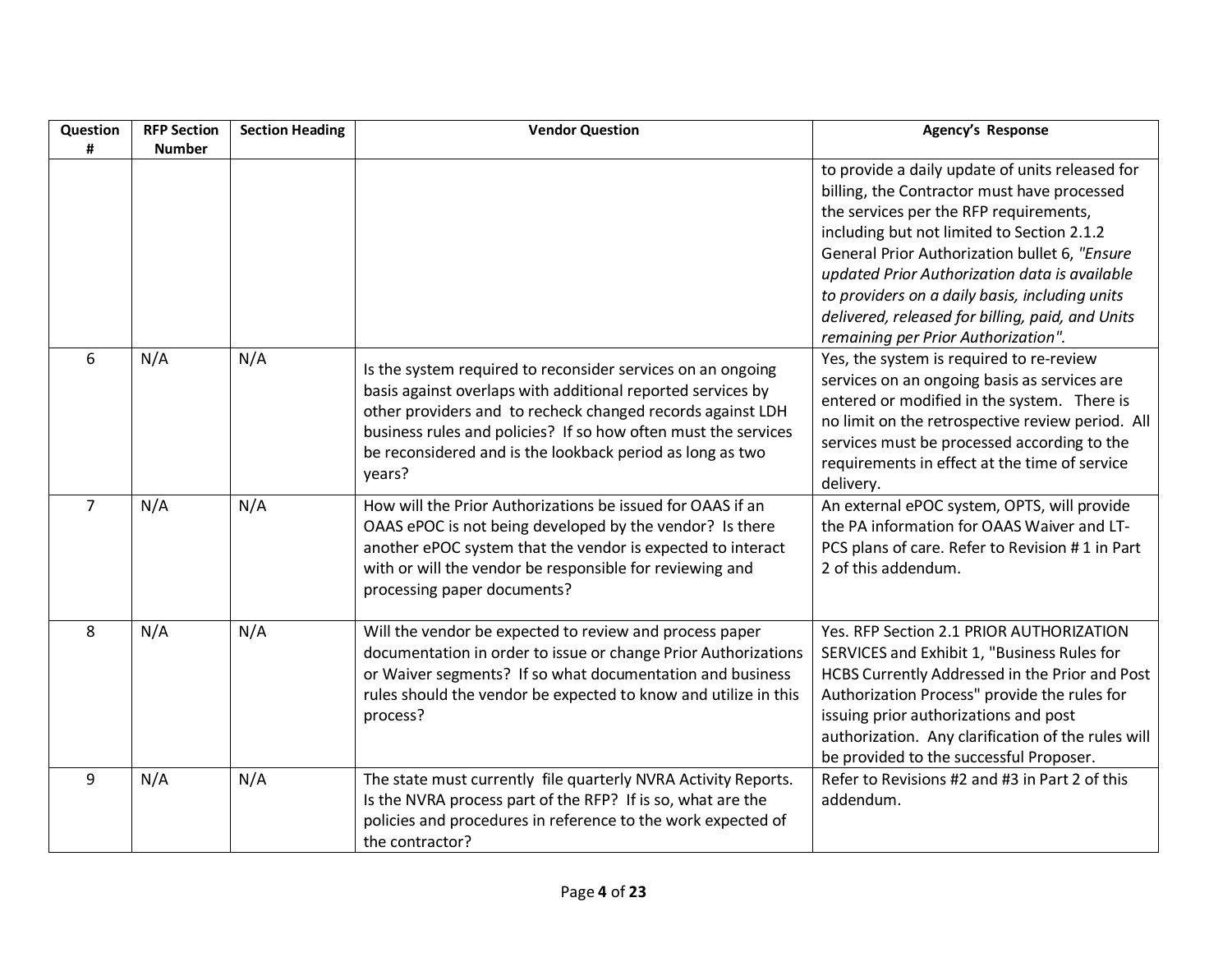| Question # | RFP Section Number | Section Heading | Vendor Question | Agency's Response |
|---|---|---|---|---|
| | | | | to provide a daily update of units released for billing, the Contractor must have processed the services per the RFP requirements, including but not limited to Section 2.1.2 General Prior Authorization bullet 6, *"Ensure updated Prior Authorization data is available to providers on a daily basis, including units delivered, released for billing, paid, and Units remaining per Prior Authorization".* |
| 6 | N/A | N/A | Is the system required to reconsider services on an ongoing basis against overlaps with additional reported services by other providers and to recheck changed records against LDH business rules and policies? If so how often must the services be reconsidered and is the lookback period as long as two years? | Yes, the system is required to re-review services on an ongoing basis as services are entered or modified in the system. There is no limit on the retrospective review period. All services must be processed according to the requirements in effect at the time of service delivery. |
| 7 | N/A | N/A | How will the Prior Authorizations be issued for OAAS if an OAAS ePOC is not being developed by the vendor? Is there another ePOC system that the vendor is expected to interact with or will the vendor be responsible for reviewing and processing paper documents? | An external ePOC system, OPTS, will provide the PA information for OAAS Waiver and LT-PCS plans of care. Refer to Revision # 1 in Part 2 of this addendum. |
| 8 | N/A | N/A | Will the vendor be expected to review and process paper documentation in order to issue or change Prior Authorizations or Waiver segments? If so what documentation and business rules should the vendor be expected to know and utilize in this process? | Yes. RFP Section 2.1 PRIOR AUTHORIZATION SERVICES and Exhibit 1, "Business Rules for HCBS Currently Addressed in the Prior and Post Authorization Process" provide the rules for issuing prior authorizations and post authorization. Any clarification of the rules will be provided to the successful Proposer. |
| 9 | N/A | N/A | The state must currently file quarterly NVRA Activity Reports. Is the NVRA process part of the RFP? If is so, what are the policies and procedures in reference to the work expected of the contractor? | Refer to Revisions #2 and #3 in Part 2 of this addendum. |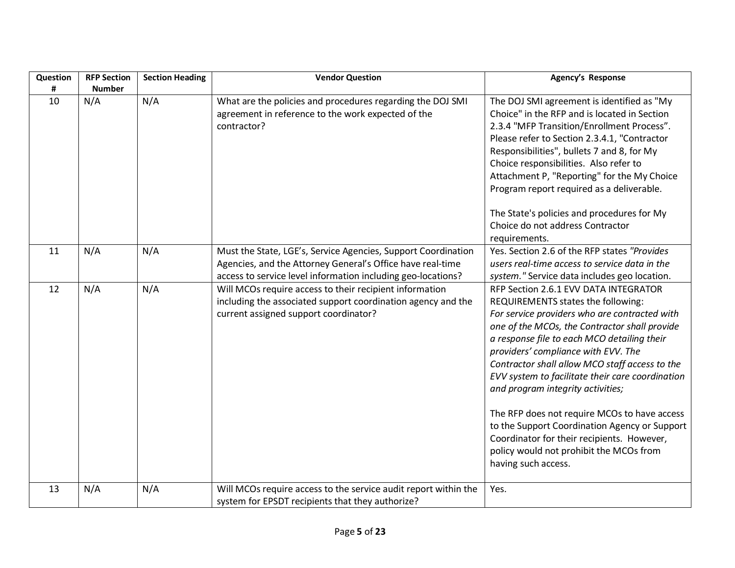| Question # | RFP Section Number | Section Heading | Vendor Question | Agency's Response |
|---|---|---|---|---|
| 10 | N/A | N/A | What are the policies and procedures regarding the DOJ SMI agreement in reference to the work expected of the contractor? | The DOJ SMI agreement is identified as "My Choice" in the RFP and is located in Section 2.3.4 "MFP Transition/Enrollment Process". Please refer to Section 2.3.4.1, "Contractor Responsibilities", bullets 7 and 8, for My Choice responsibilities. Also refer to Attachment P, "Reporting" for the My Choice Program report required as a deliverable.<br><br>The State's policies and procedures for My Choice do not address Contractor requirements. |
| 11 | N/A | N/A | Must the State, LGE's, Service Agencies, Support Coordination Agencies, and the Attorney General's Office have real-time access to service level information including geo-locations? | Yes. Section 2.6 of the RFP states *"Provides users real-time access to service data in the system."* Service data includes geo location. |
| 12 | N/A | N/A | Will MCOs require access to their recipient information including the associated support coordination agency and the current assigned support coordinator? | RFP Section 2.6.1 EVV DATA INTEGRATOR REQUIREMENTS states the following:<br>*For service providers who are contracted with one of the MCOs, the Contractor shall provide a response file to each MCO detailing their providers' compliance with EVV. The Contractor shall allow MCO staff access to the EVV system to facilitate their care coordination and program integrity activities;*<br><br>The RFP does not require MCOs to have access to the Support Coordination Agency or Support Coordinator for their recipients. However, policy would not prohibit the MCOs from having such access. |
| 13 | N/A | N/A | Will MCOs require access to the service audit report within the system for EPSDT recipients that they authorize? | Yes. |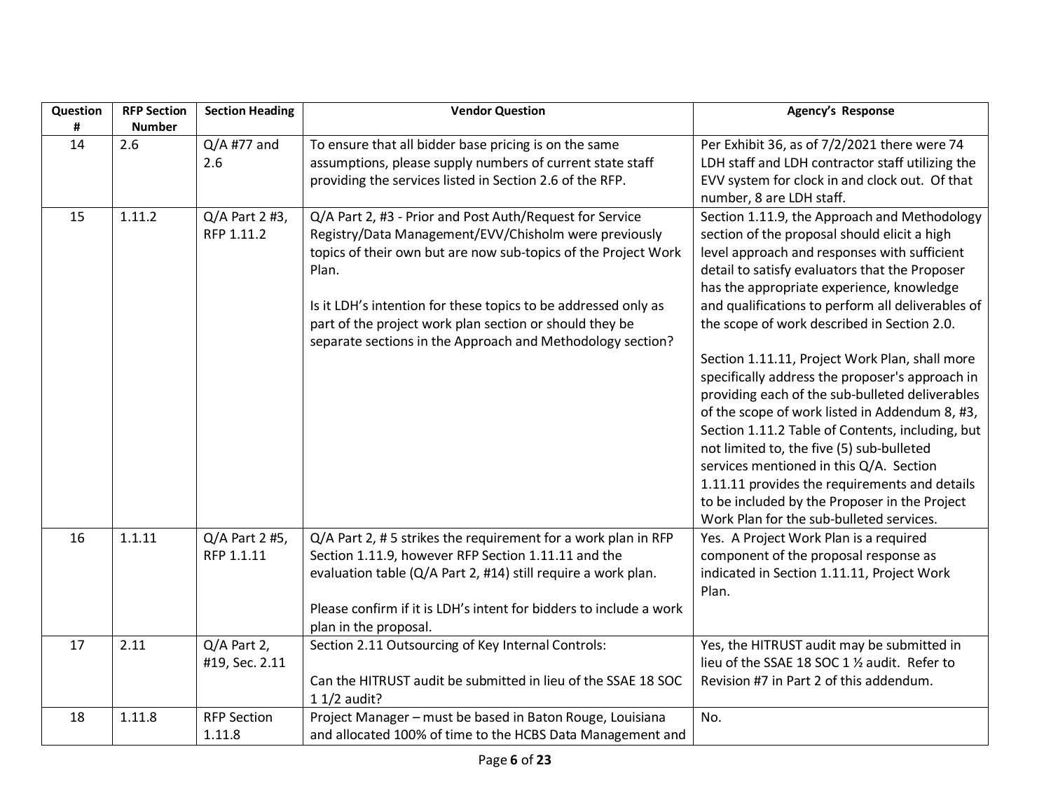| Question # | RFP Section Number | Section Heading | Vendor Question | Agency's Response |
|---|---|---|---|---|
| 14 | 2.6 | Q/A #77 and 2.6 | To ensure that all bidder base pricing is on the same assumptions, please supply numbers of current state staff providing the services listed in Section 2.6 of the RFP. | Per Exhibit 36, as of 7/2/2021 there were 74 LDH staff and LDH contractor staff utilizing the EVV system for clock in and clock out. Of that number, 8 are LDH staff. |
| 15 | 1.11.2 | Q/A Part 2 #3, RFP 1.11.2 | Q/A Part 2, #3 - Prior and Post Auth/Request for Service Registry/Data Management/EVV/Chisholm were previously topics of their own but are now sub-topics of the Project Work Plan.<br><br>Is it LDH's intention for these topics to be addressed only as part of the project work plan section or should they be separate sections in the Approach and Methodology section? | Section 1.11.9, the Approach and Methodology section of the proposal should elicit a high level approach and responses with sufficient detail to satisfy evaluators that the Proposer has the appropriate experience, knowledge and qualifications to perform all deliverables of the scope of work described in Section 2.0.<br><br>Section 1.11.11, Project Work Plan, shall more specifically address the proposer's approach in providing each of the sub-bulleted deliverables of the scope of work listed in Addendum 8, #3, Section 1.11.2 Table of Contents, including, but not limited to, the five (5) sub-bulleted services mentioned in this Q/A. Section 1.11.11 provides the requirements and details to be included by the Proposer in the Project Work Plan for the sub-bulleted services. |
| 16 | 1.1.11 | Q/A Part 2 #5, RFP 1.1.11 | Q/A Part 2, # 5 strikes the requirement for a work plan in RFP Section 1.11.9, however RFP Section 1.11.11 and the evaluation table (Q/A Part 2, #14) still require a work plan.<br><br>Please confirm if it is LDH's intent for bidders to include a work plan in the proposal. | Yes. A Project Work Plan is a required component of the proposal response as indicated in Section 1.11.11, Project Work Plan. |
| 17 | 2.11 | Q/A Part 2, #19, Sec. 2.11 | Section 2.11 Outsourcing of Key Internal Controls:<br><br>Can the HITRUST audit be submitted in lieu of the SSAE 18 SOC 1 1/2 audit? | Yes, the HITRUST audit may be submitted in lieu of the SSAE 18 SOC 1 ½ audit. Refer to Revision #7 in Part 2 of this addendum. |
| 18 | 1.11.8 | RFP Section 1.11.8 | Project Manager – must be based in Baton Rouge, Louisiana and allocated 100% of time to the HCBS Data Management and | No. |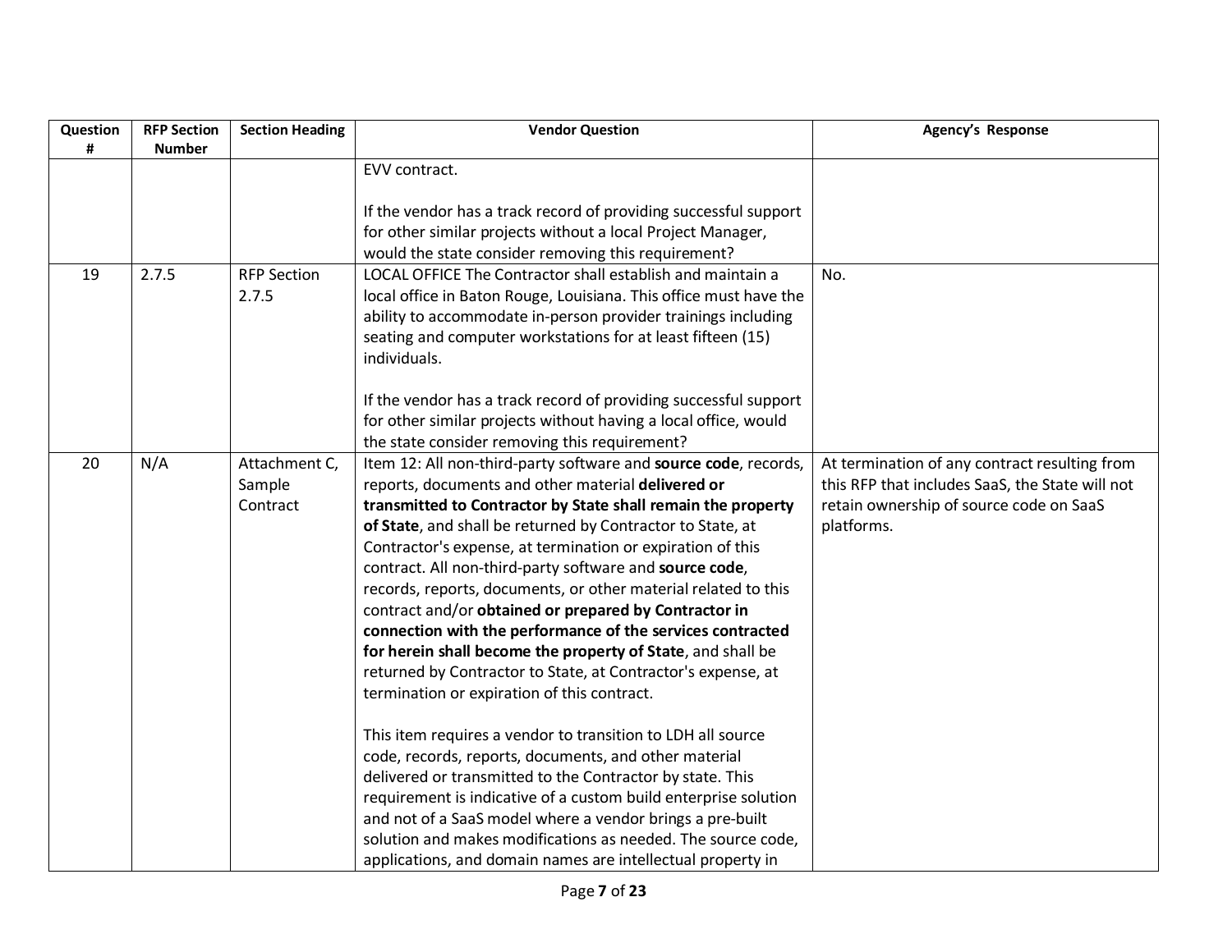| Question # | RFP Section Number | Section Heading | Vendor Question | Agency's Response |
|---|---|---|---|---|
| | | | EVV contract.<br><br>If the vendor has a track record of providing successful support for other similar projects without a local Project Manager, would the state consider removing this requirement? | |
| 19 | 2.7.5 | RFP Section 2.7.5 | LOCAL OFFICE The Contractor shall establish and maintain a local office in Baton Rouge, Louisiana. This office must have the ability to accommodate in-person provider trainings including seating and computer workstations for at least fifteen (15) individuals.<br><br>If the vendor has a track record of providing successful support for other similar projects without having a local office, would the state consider removing this requirement? | No. |
| 20 | N/A | Attachment C, Sample Contract | Item 12: All non-third-party software and **source code**, records, reports, documents and other material **delivered or transmitted to Contractor by State shall remain the property of State**, and shall be returned by Contractor to State, at Contractor's expense, at termination or expiration of this contract. All non-third-party software and **source code**, records, reports, documents, or other material related to this contract and/or **obtained or prepared by Contractor in connection with the performance of the services contracted for herein shall become the property of State**, and shall be returned by Contractor to State, at Contractor's expense, at termination or expiration of this contract.<br><br>This item requires a vendor to transition to LDH all source code, records, reports, documents, and other material delivered or transmitted to the Contractor by state. This requirement is indicative of a custom build enterprise solution and not of a SaaS model where a vendor brings a pre-built solution and makes modifications as needed. The source code, applications, and domain names are intellectual property in | At termination of any contract resulting from this RFP that includes SaaS, the State will not retain ownership of source code on SaaS platforms. |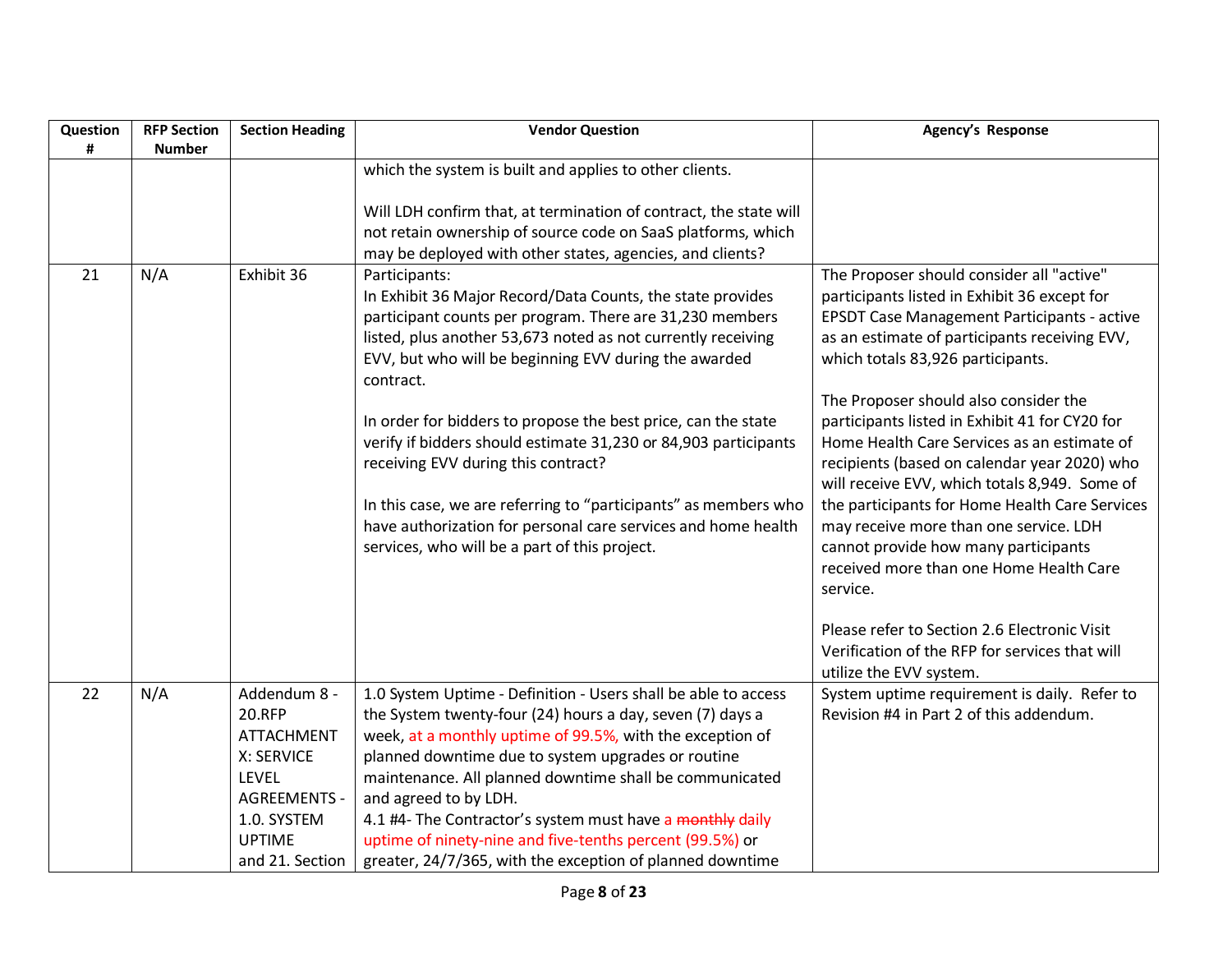| Question # | RFP Section Number | Section Heading | Vendor Question | Agency's Response |
|---|---|---|---|---|
| | | | which the system is built and applies to other clients.<br><br>Will LDH confirm that, at termination of contract, the state will not retain ownership of source code on SaaS platforms, which may be deployed with other states, agencies, and clients? | |
| 21 | N/A | Exhibit 36 | Participants:<br>In Exhibit 36 Major Record/Data Counts, the state provides participant counts per program. There are 31,230 members listed, plus another 53,673 noted as not currently receiving EVV, but who will be beginning EVV during the awarded contract.<br><br>In order for bidders to propose the best price, can the state verify if bidders should estimate 31,230 or 84,903 participants receiving EVV during this contract?<br><br>In this case, we are referring to "participants" as members who have authorization for personal care services and home health services, who will be a part of this project. | The Proposer should consider all "active" participants listed in Exhibit 36 except for EPSDT Case Management Participants - active as an estimate of participants receiving EVV, which totals 83,926 participants.<br><br>The Proposer should also consider the participants listed in Exhibit 41 for CY20 for Home Health Care Services as an estimate of recipients (based on calendar year 2020) who will receive EVV, which totals 8,949. Some of the participants for Home Health Care Services may receive more than one service. LDH cannot provide how many participants received more than one Home Health Care service.<br><br>Please refer to Section 2.6 Electronic Visit Verification of the RFP for services that will utilize the EVV system. |
| 22 | N/A | Addendum 8 - 20.RFP ATTACHMENT X: SERVICE LEVEL AGREEMENTS - 1.0. SYSTEM UPTIME and 21. Section | 1.0 System Uptime - Definition - Users shall be able to access the System twenty-four (24) hours a day, seven (7) days a week, at a monthly uptime of 99.5%, with the exception of planned downtime due to system upgrades or routine maintenance. All planned downtime shall be communicated and agreed to by LDH.<br>4.1 #4- The Contractor's system must have a ~~monthly~~ daily uptime of ninety-nine and five-tenths percent (99.5%) or greater, 24/7/365, with the exception of planned downtime | System uptime requirement is daily. Refer to Revision #4 in Part 2 of this addendum. |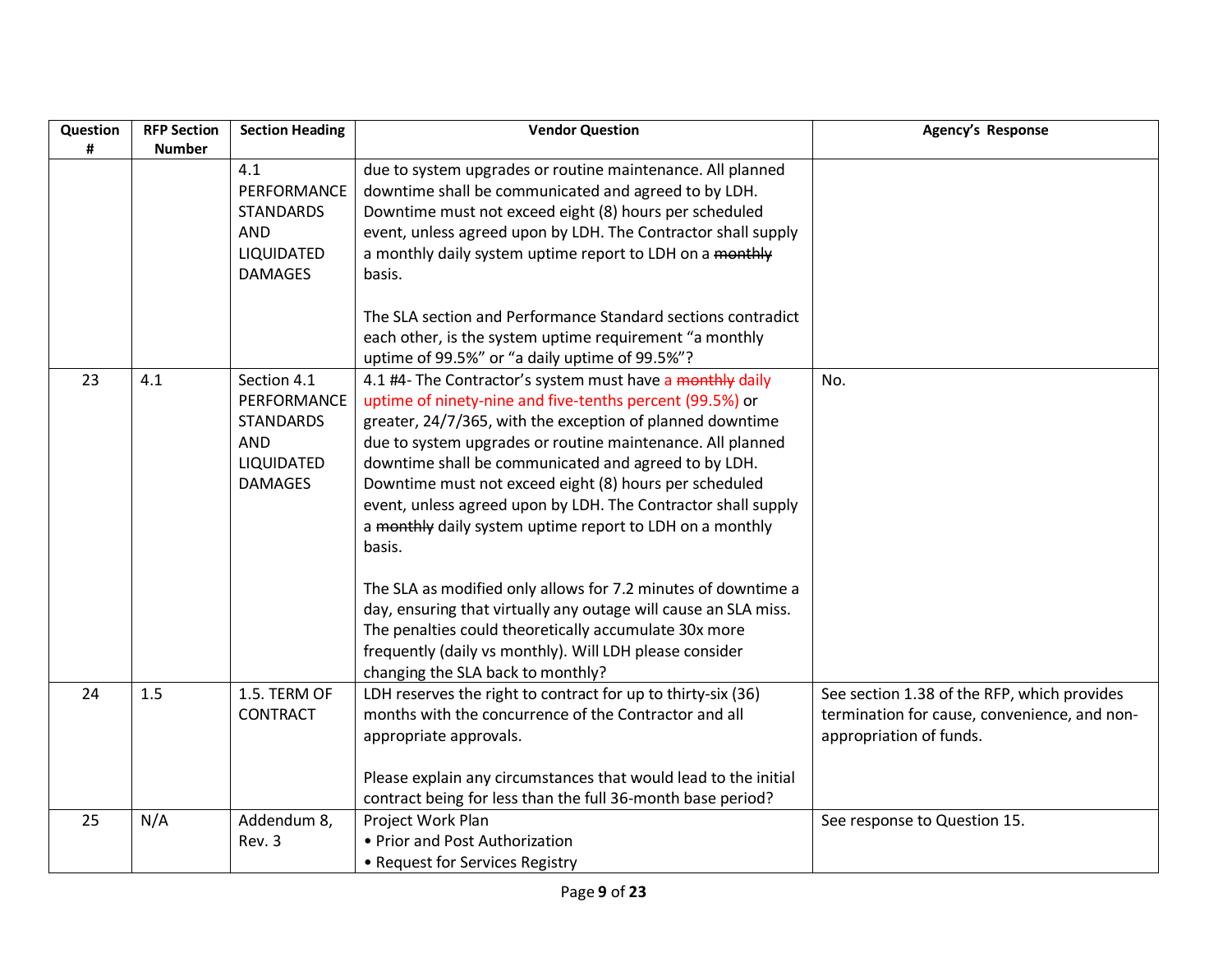| Question # | RFP Section Number | Section Heading | Vendor Question | Agency's Response |
|---|---|---|---|---|
| | | 4.1 PERFORMANCE STANDARDS AND LIQUIDATED DAMAGES | due to system upgrades or routine maintenance. All planned downtime shall be communicated and agreed to by LDH. Downtime must not exceed eight (8) hours per scheduled event, unless agreed upon by LDH. The Contractor shall supply a monthly daily system uptime report to LDH on a ~~monthly~~ basis.<br><br>The SLA section and Performance Standard sections contradict each other, is the system uptime requirement "a monthly uptime of 99.5%" or "a daily uptime of 99.5%"? | |
| 23 | 4.1 | Section 4.1 PERFORMANCE STANDARDS AND LIQUIDATED DAMAGES | 4.1 #4- The Contractor's system must have a ~~monthly~~ daily uptime of ninety-nine and five-tenths percent (99.5%) or greater, 24/7/365, with the exception of planned downtime due to system upgrades or routine maintenance. All planned downtime shall be communicated and agreed to by LDH. Downtime must not exceed eight (8) hours per scheduled event, unless agreed upon by LDH. The Contractor shall supply a ~~monthly~~ daily system uptime report to LDH on a monthly basis.<br><br>The SLA as modified only allows for 7.2 minutes of downtime a day, ensuring that virtually any outage will cause an SLA miss. The penalties could theoretically accumulate 30x more frequently (daily vs monthly). Will LDH please consider changing the SLA back to monthly? | No. |
| 24 | 1.5 | 1.5. TERM OF CONTRACT | LDH reserves the right to contract for up to thirty-six (36) months with the concurrence of the Contractor and all appropriate approvals.<br><br>Please explain any circumstances that would lead to the initial contract being for less than the full 36-month base period? | See section 1.38 of the RFP, which provides termination for cause, convenience, and non-appropriation of funds. |
| 25 | N/A | Addendum 8, Rev. 3 | Project Work Plan<br>• Prior and Post Authorization<br>• Request for Services Registry | See response to Question 15. |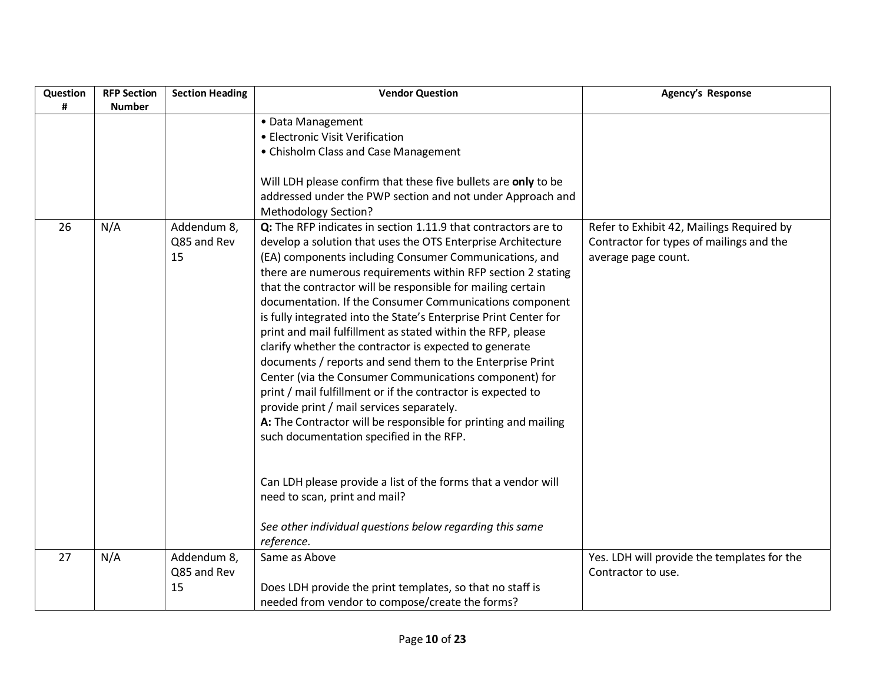| Question # | RFP Section Number | Section Heading | Vendor Question | Agency's Response |
|---|---|---|---|---|
| | | | • Data Management<br>• Electronic Visit Verification<br>• Chisholm Class and Case Management<br><br>Will LDH please confirm that these five bullets are **only** to be addressed under the PWP section and not under Approach and Methodology Section? | |
| 26 | N/A | Addendum 8, Q85 and Rev 15 | **Q:** The RFP indicates in section 1.11.9 that contractors are to develop a solution that uses the OTS Enterprise Architecture (EA) components including Consumer Communications, and there are numerous requirements within RFP section 2 stating that the contractor will be responsible for mailing certain documentation. If the Consumer Communications component is fully integrated into the State's Enterprise Print Center for print and mail fulfillment as stated within the RFP, please clarify whether the contractor is expected to generate documents / reports and send them to the Enterprise Print Center (via the Consumer Communications component) for print / mail fulfillment or if the contractor is expected to provide print / mail services separately.<br>**A:** The Contractor will be responsible for printing and mailing such documentation specified in the RFP.<br><br>Can LDH please provide a list of the forms that a vendor will need to scan, print and mail?<br><br>*See other individual questions below regarding this same reference.* | Refer to Exhibit 42, Mailings Required by Contractor for types of mailings and the average page count. |
| 27 | N/A | Addendum 8, Q85 and Rev 15 | Same as Above<br><br>Does LDH provide the print templates, so that no staff is needed from vendor to compose/create the forms? | Yes. LDH will provide the templates for the Contractor to use. |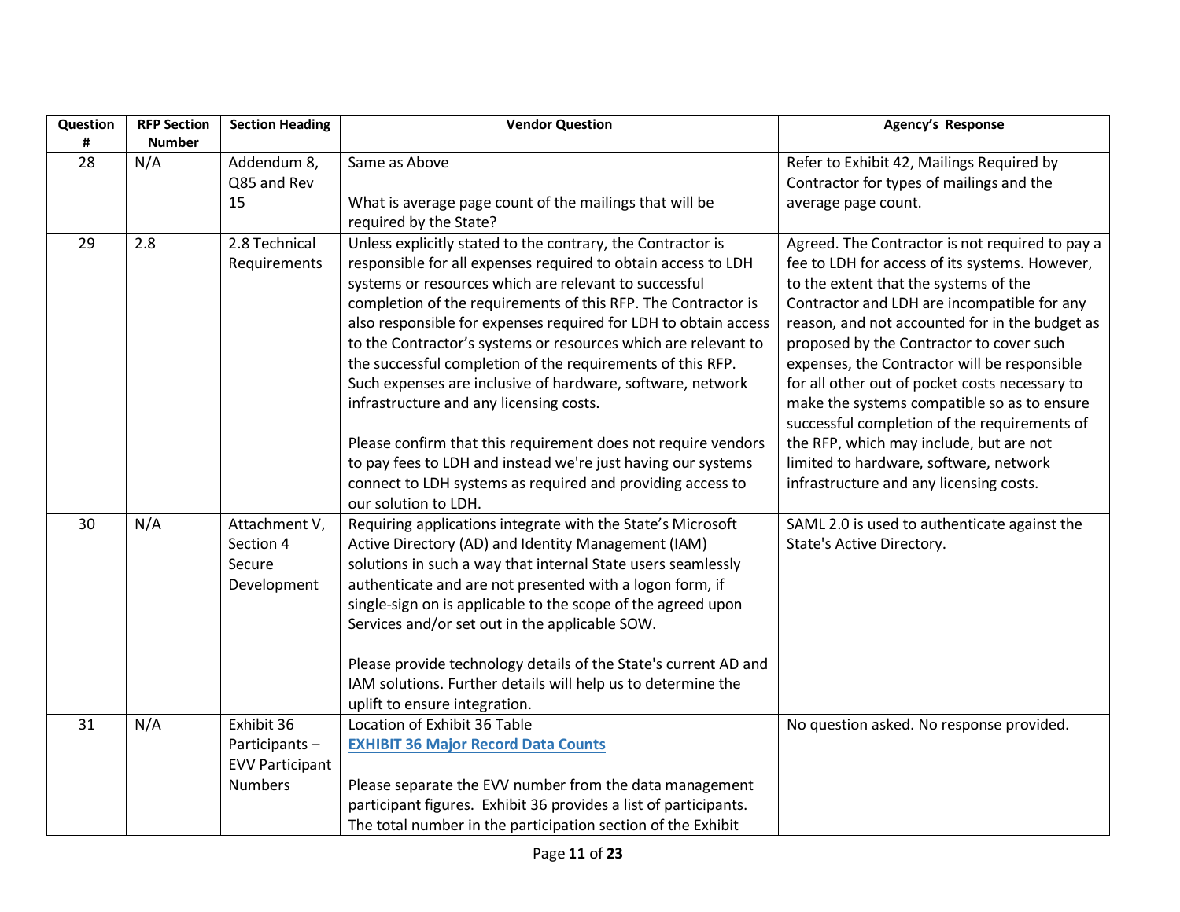| Question # | RFP Section Number | Section Heading | Vendor Question | Agency's Response |
|---|---|---|---|---|
| 28 | N/A | Addendum 8, Q85 and Rev 15 | Same as Above<br><br>What is average page count of the mailings that will be required by the State? | Refer to Exhibit 42, Mailings Required by Contractor for types of mailings and the average page count. |
| 29 | 2.8 | 2.8 Technical Requirements | Unless explicitly stated to the contrary, the Contractor is responsible for all expenses required to obtain access to LDH systems or resources which are relevant to successful completion of the requirements of this RFP. The Contractor is also responsible for expenses required for LDH to obtain access to the Contractor's systems or resources which are relevant to the successful completion of the requirements of this RFP. Such expenses are inclusive of hardware, software, network infrastructure and any licensing costs.<br><br>Please confirm that this requirement does not require vendors to pay fees to LDH and instead we're just having our systems connect to LDH systems as required and providing access to our solution to LDH. | Agreed. The Contractor is not required to pay a fee to LDH for access of its systems. However, to the extent that the systems of the Contractor and LDH are incompatible for any reason, and not accounted for in the budget as proposed by the Contractor to cover such expenses, the Contractor will be responsible for all other out of pocket costs necessary to make the systems compatible so as to ensure successful completion of the requirements of the RFP, which may include, but are not limited to hardware, software, network infrastructure and any licensing costs. |
| 30 | N/A | Attachment V, Section 4 Secure Development | Requiring applications integrate with the State's Microsoft Active Directory (AD) and Identity Management (IAM) solutions in such a way that internal State users seamlessly authenticate and are not presented with a logon form, if single-sign on is applicable to the scope of the agreed upon Services and/or set out in the applicable SOW.<br><br>Please provide technology details of the State's current AD and IAM solutions. Further details will help us to determine the uplift to ensure integration. | SAML 2.0 is used to authenticate against the State's Active Directory. |
| 31 | N/A | Exhibit 36 Participants – EVV Participant Numbers | Location of Exhibit 36 Table<br>**EXHIBIT 36 Major Record Data Counts**<br><br>Please separate the EVV number from the data management participant figures. Exhibit 36 provides a list of participants. The total number in the participation section of the Exhibit | No question asked. No response provided. |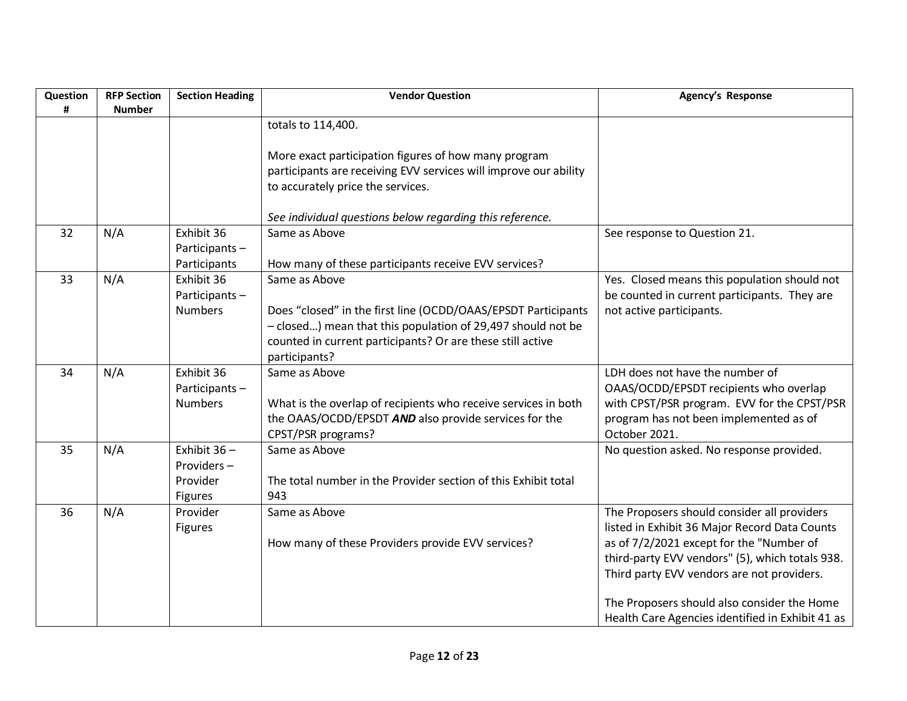| Question # | RFP Section Number | Section Heading | Vendor Question | Agency's Response |
|---|---|---|---|---|
| | | | totals to 114,400.<br><br>More exact participation figures of how many program participants are receiving EVV services will improve our ability to accurately price the services.<br><br>*See individual questions below regarding this reference.* | |
| 32 | N/A | Exhibit 36 Participants – Participants | Same as Above<br><br>How many of these participants receive EVV services? | See response to Question 21. |
| 33 | N/A | Exhibit 36 Participants – Numbers | Same as Above<br><br>Does "closed" in the first line (OCDD/OAAS/EPSDT Participants – closed…) mean that this population of 29,497 should not be counted in current participants? Or are these still active participants? | Yes. Closed means this population should not be counted in current participants. They are not active participants. |
| 34 | N/A | Exhibit 36 Participants – Numbers | Same as Above<br><br>What is the overlap of recipients who receive services in both the OAAS/OCDD/EPSDT ***AND*** also provide services for the CPST/PSR programs? | LDH does not have the number of OAAS/OCDD/EPSDT recipients who overlap with CPST/PSR program. EVV for the CPST/PSR program has not been implemented as of October 2021. |
| 35 | N/A | Exhibit 36 – Providers – Provider Figures | Same as Above<br><br>The total number in the Provider section of this Exhibit total 943 | No question asked. No response provided. |
| 36 | N/A | Provider Figures | Same as Above<br><br>How many of these Providers provide EVV services? | The Proposers should consider all providers listed in Exhibit 36 Major Record Data Counts as of 7/2/2021 except for the "Number of third-party EVV vendors" (5), which totals 938. Third party EVV vendors are not providers.<br><br>The Proposers should also consider the Home Health Care Agencies identified in Exhibit 41 as |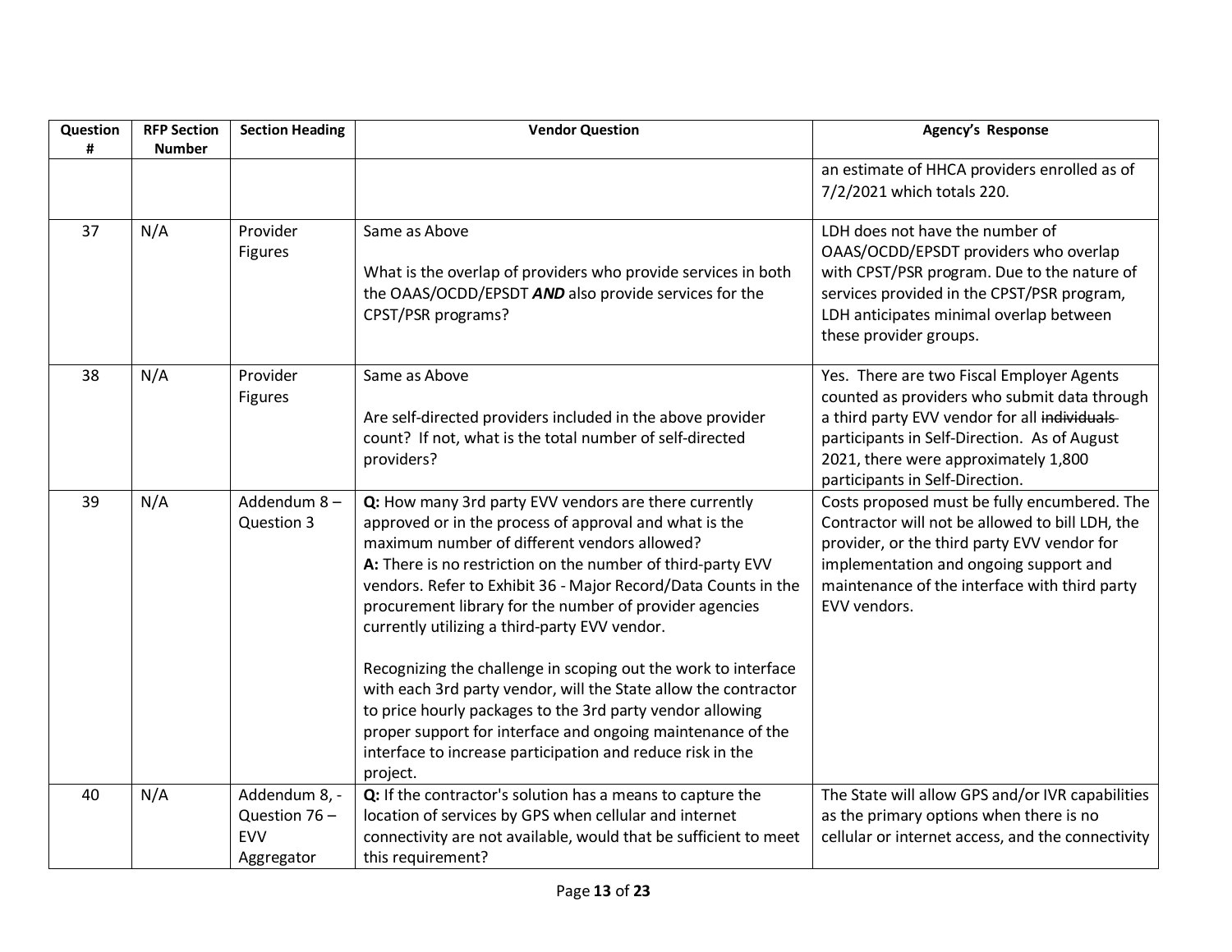| Question # | RFP Section Number | Section Heading | Vendor Question | Agency's Response |
|---|---|---|---|---|
| | | | | an estimate of HHCA providers enrolled as of 7/2/2021 which totals 220. |
| 37 | N/A | Provider Figures | Same as Above<br><br>What is the overlap of providers who provide services in both the OAAS/OCDD/EPSDT ***AND*** also provide services for the CPST/PSR programs? | LDH does not have the number of OAAS/OCDD/EPSDT providers who overlap with CPST/PSR program. Due to the nature of services provided in the CPST/PSR program, LDH anticipates minimal overlap between these provider groups. |
| 38 | N/A | Provider Figures | Same as Above<br><br>Are self-directed providers included in the above provider count? If not, what is the total number of self-directed providers? | Yes. There are two Fiscal Employer Agents counted as providers who submit data through a third party EVV vendor for all ~~individuals~~ participants in Self-Direction. As of August 2021, there were approximately 1,800 participants in Self-Direction. |
| 39 | N/A | Addendum 8 – Question 3 | **Q:** How many 3rd party EVV vendors are there currently approved or in the process of approval and what is the maximum number of different vendors allowed?<br>**A:** There is no restriction on the number of third-party EVV vendors. Refer to Exhibit 36 - Major Record/Data Counts in the procurement library for the number of provider agencies currently utilizing a third-party EVV vendor.<br><br>Recognizing the challenge in scoping out the work to interface with each 3rd party vendor, will the State allow the contractor to price hourly packages to the 3rd party vendor allowing proper support for interface and ongoing maintenance of the interface to increase participation and reduce risk in the project. | Costs proposed must be fully encumbered. The Contractor will not be allowed to bill LDH, the provider, or the third party EVV vendor for implementation and ongoing support and maintenance of the interface with third party EVV vendors. |
| 40 | N/A | Addendum 8, - Question 76 – EVV Aggregator | **Q:** If the contractor's solution has a means to capture the location of services by GPS when cellular and internet connectivity are not available, would that be sufficient to meet this requirement? | The State will allow GPS and/or IVR capabilities as the primary options when there is no cellular or internet access, and the connectivity |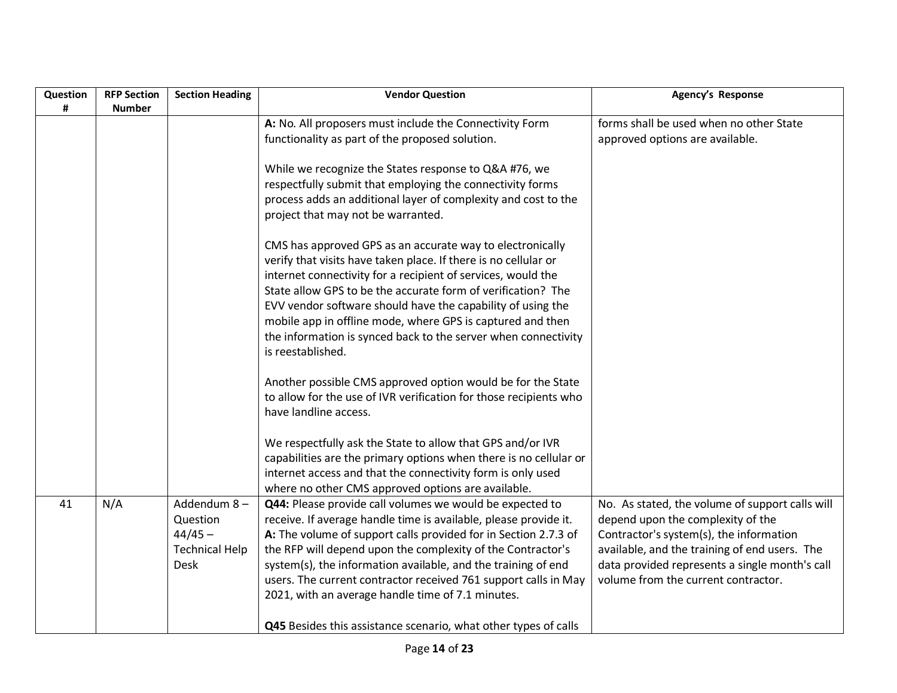| Question # | RFP Section Number | Section Heading | Vendor Question | Agency's Response |
|---|---|---|---|---|
| | | | **A:** No. All proposers must include the Connectivity Form functionality as part of the proposed solution.<br><br>While we recognize the States response to Q&A #76, we respectfully submit that employing the connectivity forms process adds an additional layer of complexity and cost to the project that may not be warranted.<br><br>CMS has approved GPS as an accurate way to electronically verify that visits have taken place. If there is no cellular or internet connectivity for a recipient of services, would the State allow GPS to be the accurate form of verification? The EVV vendor software should have the capability of using the mobile app in offline mode, where GPS is captured and then the information is synced back to the server when connectivity is reestablished.<br><br>Another possible CMS approved option would be for the State to allow for the use of IVR verification for those recipients who have landline access.<br><br>We respectfully ask the State to allow that GPS and/or IVR capabilities are the primary options when there is no cellular or internet access and that the connectivity form is only used where no other CMS approved options are available. | forms shall be used when no other State approved options are available. |
| 41 | N/A | Addendum 8 – Question 44/45 – Technical Help Desk | **Q44:** Please provide call volumes we would be expected to receive. If average handle time is available, please provide it.<br>**A:** The volume of support calls provided for in Section 2.7.3 of the RFP will depend upon the complexity of the Contractor's system(s), the information available, and the training of end users. The current contractor received 761 support calls in May 2021, with an average handle time of 7.1 minutes.<br><br>**Q45** Besides this assistance scenario, what other types of calls | No. As stated, the volume of support calls will depend upon the complexity of the Contractor's system(s), the information available, and the training of end users. The data provided represents a single month's call volume from the current contractor. |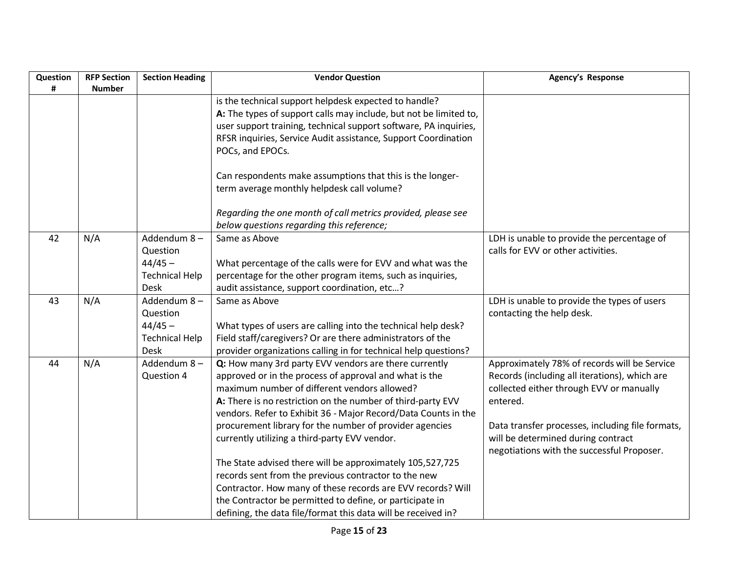| Question # | RFP Section Number | Section Heading | Vendor Question | Agency's Response |
|---|---|---|---|---|
| | | | is the technical support helpdesk expected to handle?<br>**A:** The types of support calls may include, but not be limited to, user support training, technical support software, PA inquiries, RFSR inquiries, Service Audit assistance, Support Coordination POCs, and EPOCs.<br><br>Can respondents make assumptions that this is the longer-term average monthly helpdesk call volume?<br><br>*Regarding the one month of call metrics provided, please see below questions regarding this reference;* | |
| 42 | N/A | Addendum 8 – Question 44/45 – Technical Help Desk | Same as Above<br><br>What percentage of the calls were for EVV and what was the percentage for the other program items, such as inquiries, audit assistance, support coordination, etc…? | LDH is unable to provide the percentage of calls for EVV or other activities. |
| 43 | N/A | Addendum 8 – Question 44/45 – Technical Help Desk | Same as Above<br><br>What types of users are calling into the technical help desk? Field staff/caregivers? Or are there administrators of the provider organizations calling in for technical help questions? | LDH is unable to provide the types of users contacting the help desk. |
| 44 | N/A | Addendum 8 – Question 4 | **Q:** How many 3rd party EVV vendors are there currently approved or in the process of approval and what is the maximum number of different vendors allowed?<br>**A:** There is no restriction on the number of third-party EVV vendors. Refer to Exhibit 36 - Major Record/Data Counts in the procurement library for the number of provider agencies currently utilizing a third-party EVV vendor.<br><br>The State advised there will be approximately 105,527,725 records sent from the previous contractor to the new Contractor. How many of these records are EVV records? Will the Contractor be permitted to define, or participate in defining, the data file/format this data will be received in? | Approximately 78% of records will be Service Records (including all iterations), which are collected either through EVV or manually entered.<br><br>Data transfer processes, including file formats, will be determined during contract negotiations with the successful Proposer. |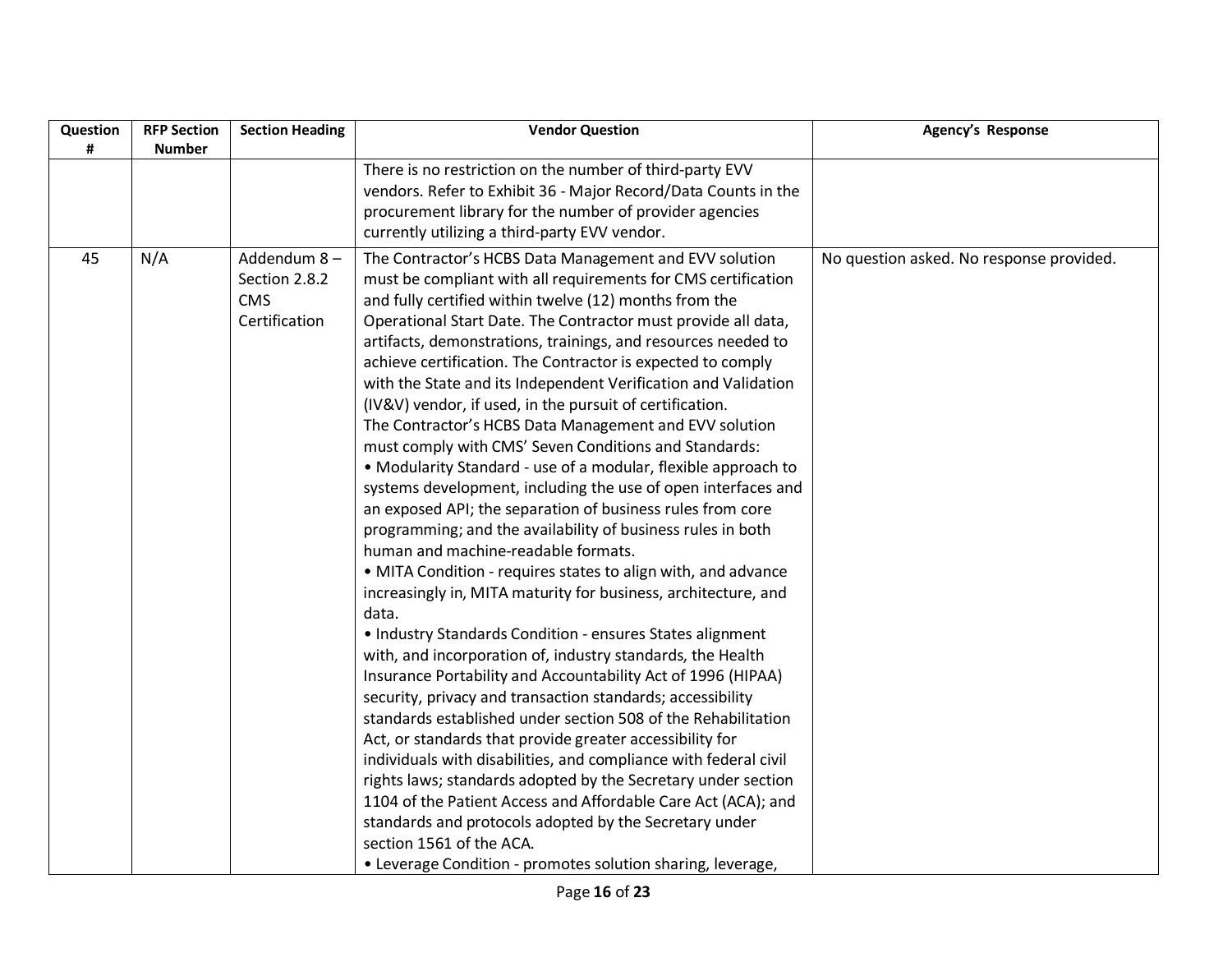| Question # | RFP Section Number | Section Heading | Vendor Question | Agency's Response |
|---|---|---|---|---|
| | | | There is no restriction on the number of third-party EVV vendors. Refer to Exhibit 36 - Major Record/Data Counts in the procurement library for the number of provider agencies currently utilizing a third-party EVV vendor. | |
| 45 | N/A | Addendum 8 – Section 2.8.2 CMS Certification | The Contractor's HCBS Data Management and EVV solution must be compliant with all requirements for CMS certification and fully certified within twelve (12) months from the Operational Start Date. The Contractor must provide all data, artifacts, demonstrations, trainings, and resources needed to achieve certification. The Contractor is expected to comply with the State and its Independent Verification and Validation (IV&V) vendor, if used, in the pursuit of certification.<br>The Contractor's HCBS Data Management and EVV solution must comply with CMS' Seven Conditions and Standards:<br>• Modularity Standard - use of a modular, flexible approach to systems development, including the use of open interfaces and an exposed API; the separation of business rules from core programming; and the availability of business rules in both human and machine-readable formats.<br>• MITA Condition - requires states to align with, and advance increasingly in, MITA maturity for business, architecture, and data.<br>• Industry Standards Condition - ensures States alignment with, and incorporation of, industry standards, the Health Insurance Portability and Accountability Act of 1996 (HIPAA) security, privacy and transaction standards; accessibility standards established under section 508 of the Rehabilitation Act, or standards that provide greater accessibility for individuals with disabilities, and compliance with federal civil rights laws; standards adopted by the Secretary under section 1104 of the Patient Access and Affordable Care Act (ACA); and standards and protocols adopted by the Secretary under section 1561 of the ACA.<br>• Leverage Condition - promotes solution sharing, leverage, | No question asked. No response provided. |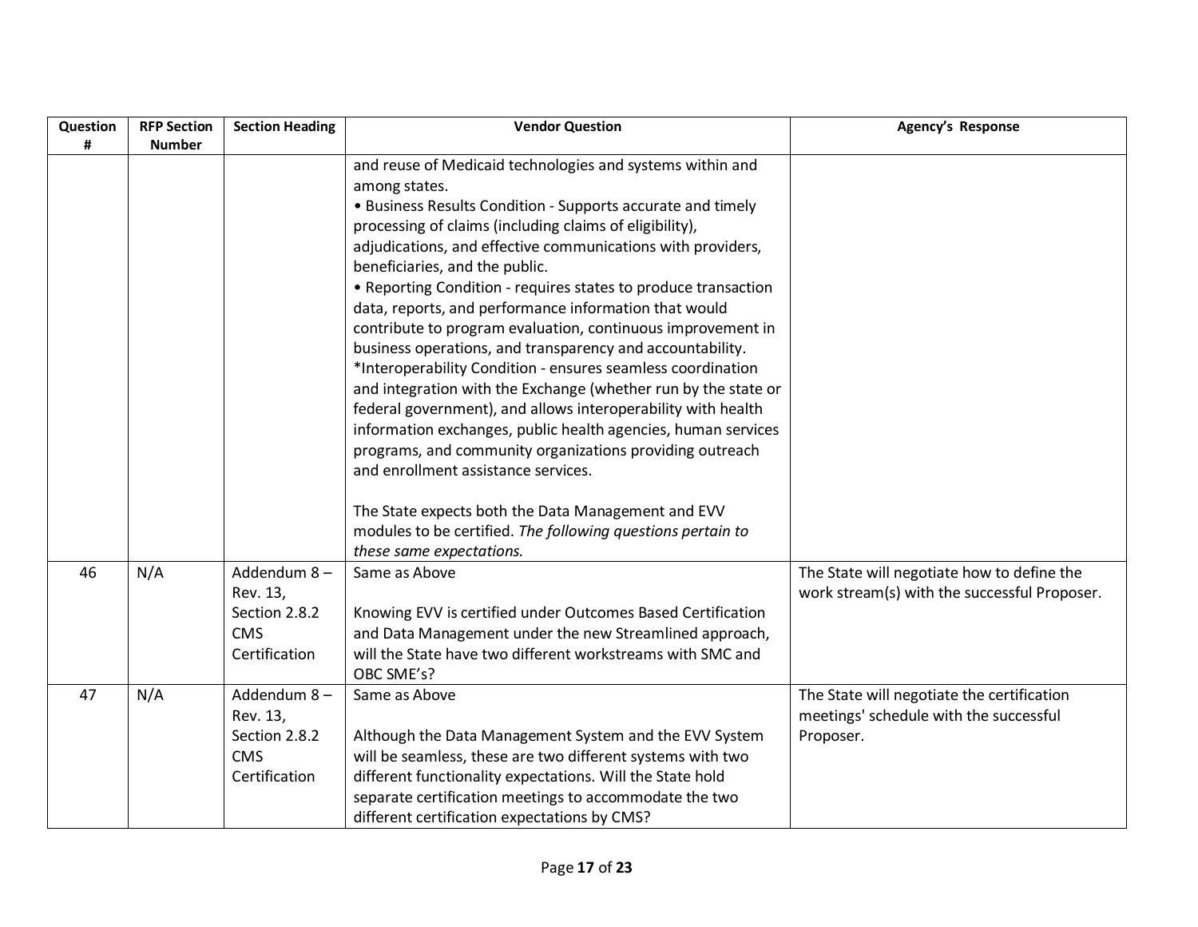| Question # | RFP Section Number | Section Heading | Vendor Question | Agency's Response |
|---|---|---|---|---|
| | | | and reuse of Medicaid technologies and systems within and among states.<br>• Business Results Condition - Supports accurate and timely processing of claims (including claims of eligibility), adjudications, and effective communications with providers, beneficiaries, and the public.<br>• Reporting Condition - requires states to produce transaction data, reports, and performance information that would contribute to program evaluation, continuous improvement in business operations, and transparency and accountability.<br>*Interoperability Condition - ensures seamless coordination and integration with the Exchange (whether run by the state or federal government), and allows interoperability with health information exchanges, public health agencies, human services programs, and community organizations providing outreach and enrollment assistance services.<br><br>The State expects both the Data Management and EVV modules to be certified. *The following questions pertain to these same expectations.* | |
| 46 | N/A | Addendum 8 – Rev. 13, Section 2.8.2 CMS Certification | Same as Above<br><br>Knowing EVV is certified under Outcomes Based Certification and Data Management under the new Streamlined approach, will the State have two different workstreams with SMC and OBC SME's? | The State will negotiate how to define the work stream(s) with the successful Proposer. |
| 47 | N/A | Addendum 8 – Rev. 13, Section 2.8.2 CMS Certification | Same as Above<br><br>Although the Data Management System and the EVV System will be seamless, these are two different systems with two different functionality expectations. Will the State hold separate certification meetings to accommodate the two different certification expectations by CMS? | The State will negotiate the certification meetings' schedule with the successful Proposer. |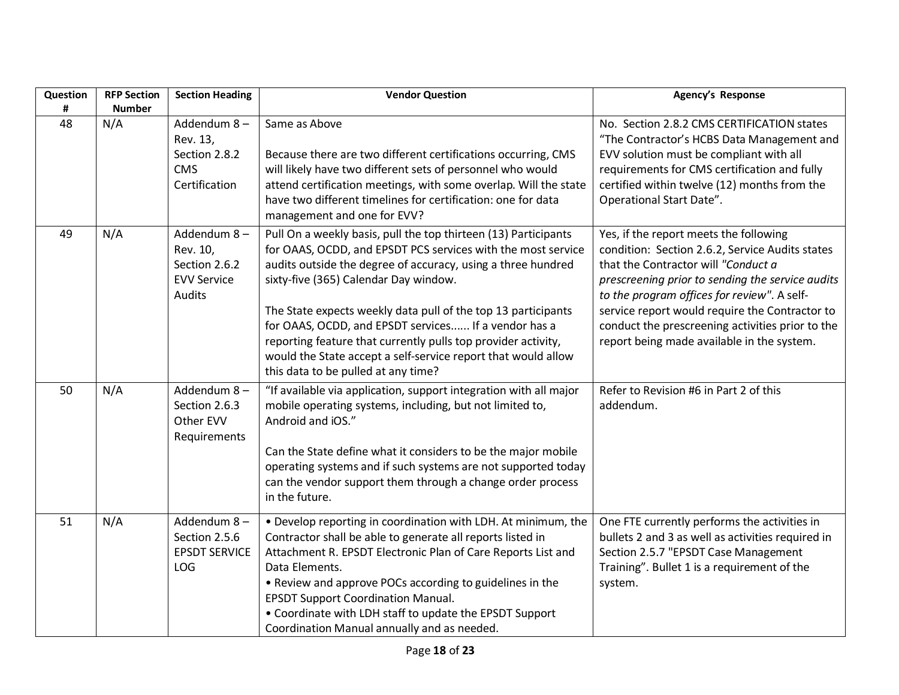| Question # | RFP Section Number | Section Heading | Vendor Question | Agency's Response |
|---|---|---|---|---|
| 48 | N/A | Addendum 8 – Rev. 13, Section 2.8.2 CMS Certification | Same as Above<br><br>Because there are two different certifications occurring, CMS will likely have two different sets of personnel who would attend certification meetings, with some overlap. Will the state have two different timelines for certification: one for data management and one for EVV? | No. Section 2.8.2 CMS CERTIFICATION states "The Contractor's HCBS Data Management and EVV solution must be compliant with all requirements for CMS certification and fully certified within twelve (12) months from the Operational Start Date". |
| 49 | N/A | Addendum 8 – Rev. 10, Section 2.6.2 EVV Service Audits | Pull On a weekly basis, pull the top thirteen (13) Participants for OAAS, OCDD, and EPSDT PCS services with the most service audits outside the degree of accuracy, using a three hundred sixty-five (365) Calendar Day window.<br><br>The State expects weekly data pull of the top 13 participants for OAAS, OCDD, and EPSDT services...... If a vendor has a reporting feature that currently pulls top provider activity, would the State accept a self-service report that would allow this data to be pulled at any time? | Yes, if the report meets the following condition: Section 2.6.2, Service Audits states that the Contractor will *"Conduct a prescreening prior to sending the service audits to the program offices for review"*. A self-service report would require the Contractor to conduct the prescreening activities prior to the report being made available in the system. |
| 50 | N/A | Addendum 8 – Section 2.6.3 Other EVV Requirements | "If available via application, support integration with all major mobile operating systems, including, but not limited to, Android and iOS."<br><br>Can the State define what it considers to be the major mobile operating systems and if such systems are not supported today can the vendor support them through a change order process in the future. | Refer to Revision #6 in Part 2 of this addendum. |
| 51 | N/A | Addendum 8 – Section 2.5.6 EPSDT SERVICE LOG | • Develop reporting in coordination with LDH. At minimum, the Contractor shall be able to generate all reports listed in Attachment R. EPSDT Electronic Plan of Care Reports List and Data Elements.<br>• Review and approve POCs according to guidelines in the EPSDT Support Coordination Manual.<br>• Coordinate with LDH staff to update the EPSDT Support Coordination Manual annually and as needed. | One FTE currently performs the activities in bullets 2 and 3 as well as activities required in Section 2.5.7 "EPSDT Case Management Training". Bullet 1 is a requirement of the system. |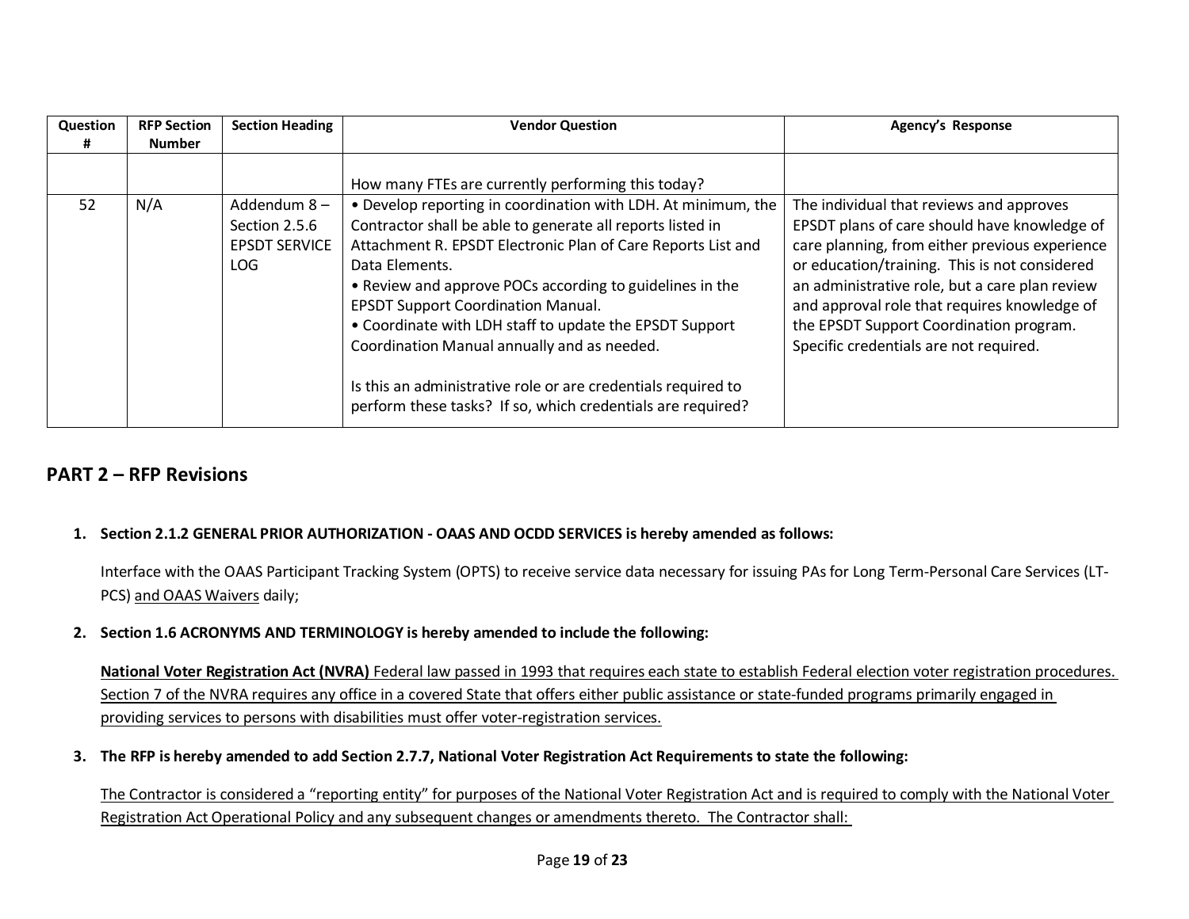| Question # | RFP Section Number | Section Heading | Vendor Question | Agency's Response |
|---|---|---|---|---|
| | | | How many FTEs are currently performing this today? | |
| 52 | N/A | Addendum 8 – Section 2.5.6 EPSDT SERVICE LOG | • Develop reporting in coordination with LDH. At minimum, the Contractor shall be able to generate all reports listed in Attachment R. EPSDT Electronic Plan of Care Reports List and Data Elements.<br>• Review and approve POCs according to guidelines in the EPSDT Support Coordination Manual.<br>• Coordinate with LDH staff to update the EPSDT Support Coordination Manual annually and as needed.<br><br>Is this an administrative role or are credentials required to perform these tasks? If so, which credentials are required? | The individual that reviews and approves EPSDT plans of care should have knowledge of care planning, from either previous experience or education/training. This is not considered an administrative role, but a care plan review and approval role that requires knowledge of the EPSDT Support Coordination program. Specific credentials are not required. |

## PART 2 – RFP Revisions

1. **Section 2.1.2 GENERAL PRIOR AUTHORIZATION - OAAS AND OCDD SERVICES is hereby amended as follows:**

   Interface with the OAAS Participant Tracking System (OPTS) to receive service data necessary for issuing PAs for Long Term-Personal Care Services (LT-PCS) <u>and OAAS Waivers</u> daily;

2. **Section 1.6 ACRONYMS AND TERMINOLOGY is hereby amended to include the following:**

   <u>**National Voter Registration Act (NVRA)** Federal law passed in 1993 that requires each state to establish Federal election voter registration procedures. Section 7 of the NVRA requires any office in a covered State that offers either public assistance or state-funded programs primarily engaged in providing services to persons with disabilities must offer voter-registration services.</u>

3. **The RFP is hereby amended to add Section 2.7.7, National Voter Registration Act Requirements to state the following:**

   <u>The Contractor is considered a "reporting entity" for purposes of the National Voter Registration Act and is required to comply with the National Voter Registration Act Operational Policy and any subsequent changes or amendments thereto. The Contractor shall:</u>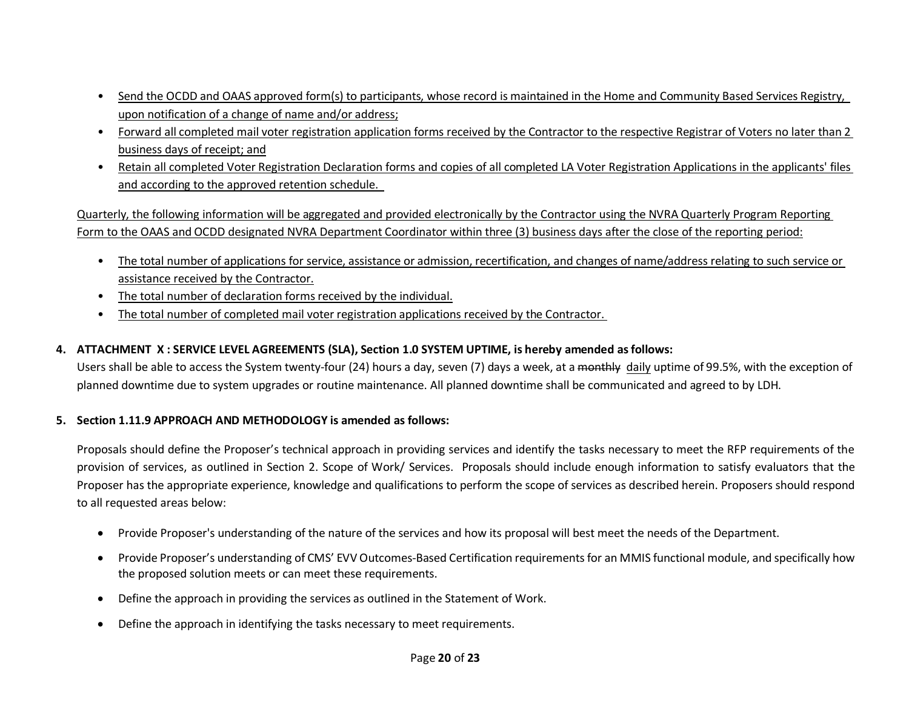- Send the OCDD and OAAS approved form(s) to participants, whose record is maintained in the Home and Community Based Services Registry, upon notification of a change of name and/or address;
- Forward all completed mail voter registration application forms received by the Contractor to the respective Registrar of Voters no later than 2 business days of receipt; and
- Retain all completed Voter Registration Declaration forms and copies of all completed LA Voter Registration Applications in the applicants' files and according to the approved retention schedule.

Quarterly, the following information will be aggregated and provided electronically by the Contractor using the NVRA Quarterly Program Reporting Form to the OAAS and OCDD designated NVRA Department Coordinator within three (3) business days after the close of the reporting period:

- The total number of applications for service, assistance or admission, recertification, and changes of name/address relating to such service or assistance received by the Contractor.
- The total number of declaration forms received by the individual.
- The total number of completed mail voter registration applications received by the Contractor.

**4. ATTACHMENT X : SERVICE LEVEL AGREEMENTS (SLA), Section 1.0 SYSTEM UPTIME, is hereby amended as follows:**

Users shall be able to access the System twenty-four (24) hours a day, seven (7) days a week, at a ~~monthly~~ daily uptime of 99.5%, with the exception of planned downtime due to system upgrades or routine maintenance. All planned downtime shall be communicated and agreed to by LDH.

**5. Section 1.11.9 APPROACH AND METHODOLOGY is amended as follows:**

Proposals should define the Proposer's technical approach in providing services and identify the tasks necessary to meet the RFP requirements of the provision of services, as outlined in Section 2. Scope of Work/ Services. Proposals should include enough information to satisfy evaluators that the Proposer has the appropriate experience, knowledge and qualifications to perform the scope of services as described herein. Proposers should respond to all requested areas below:

- Provide Proposer's understanding of the nature of the services and how its proposal will best meet the needs of the Department.
- Provide Proposer's understanding of CMS' EVV Outcomes-Based Certification requirements for an MMIS functional module, and specifically how the proposed solution meets or can meet these requirements.
- Define the approach in providing the services as outlined in the Statement of Work.
- Define the approach in identifying the tasks necessary to meet requirements.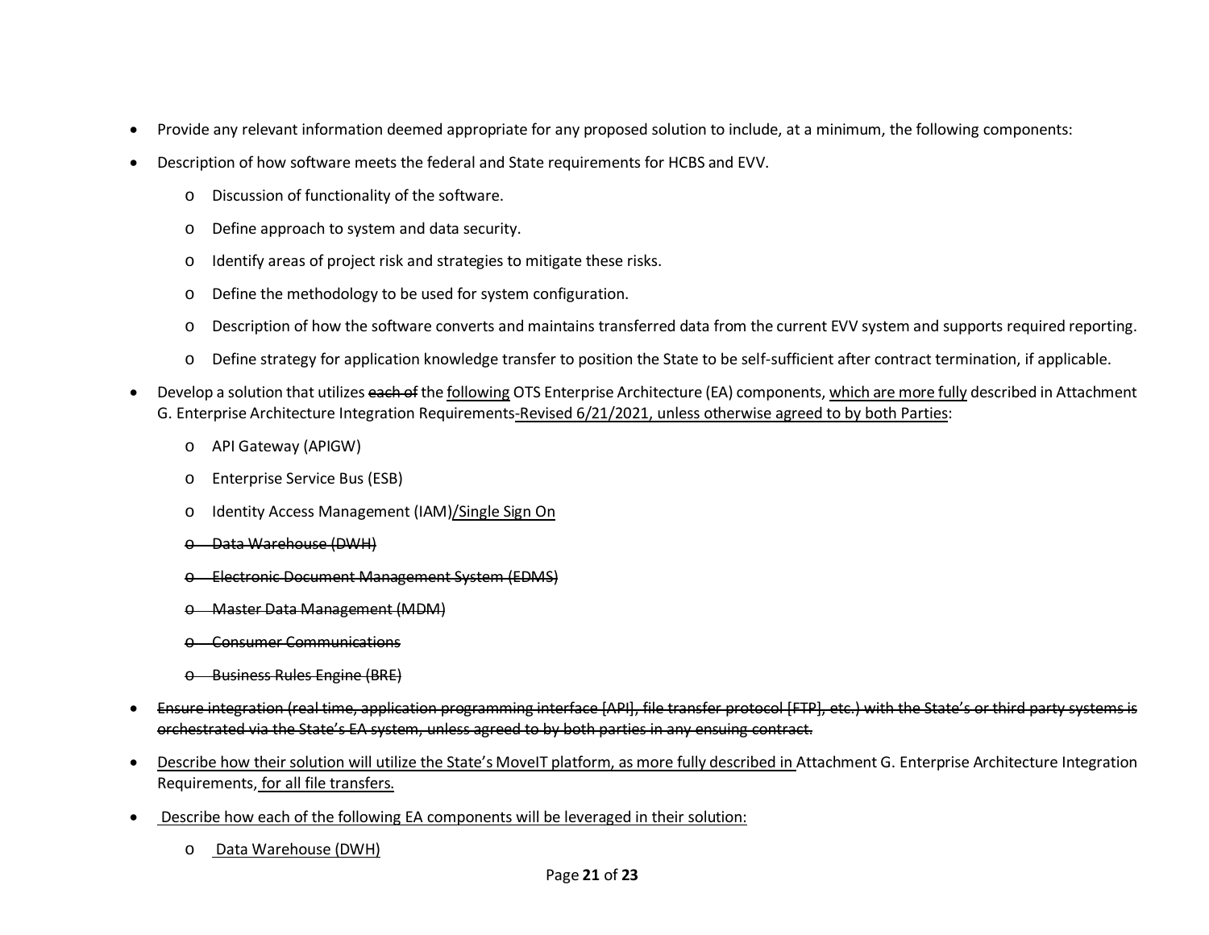- Provide any relevant information deemed appropriate for any proposed solution to include, at a minimum, the following components:
- Description of how software meets the federal and State requirements for HCBS and EVV.
  - Discussion of functionality of the software.
  - Define approach to system and data security.
  - Identify areas of project risk and strategies to mitigate these risks.
  - Define the methodology to be used for system configuration.
  - Description of how the software converts and maintains transferred data from the current EVV system and supports required reporting.
  - Define strategy for application knowledge transfer to position the State to be self-sufficient after contract termination, if applicable.
- Develop a solution that utilizes ~~each of~~ the <u>following</u> OTS Enterprise Architecture (EA) components, <u>which are more fully</u> described in Attachment G. Enterprise Architecture Integration Requirements<u>-Revised 6/21/2021, unless otherwise agreed to by both Parties</u>:
  - API Gateway (APIGW)
  - Enterprise Service Bus (ESB)
  - Identity Access Management (IAM)<u>/Single Sign On</u>
  - ~~Data Warehouse (DWH)~~
  - ~~Electronic Document Management System (EDMS)~~
  - ~~Master Data Management (MDM)~~
  - ~~Consumer Communications~~
  - ~~Business Rules Engine (BRE)~~
- ~~Ensure integration (real time, application programming interface [API], file transfer protocol [FTP], etc.) with the State's or third party systems is orchestrated via the State's EA system, unless agreed to by both parties in any ensuing contract.~~
- <u>Describe how their solution will utilize the State's MoveIT platform, as more fully described in</u> Attachment G. Enterprise Architecture Integration Requirements<u>, for all file transfers.</u>
- <u>Describe how each of the following EA components will be leveraged in their solution:</u>
  - <u>Data Warehouse (DWH)</u>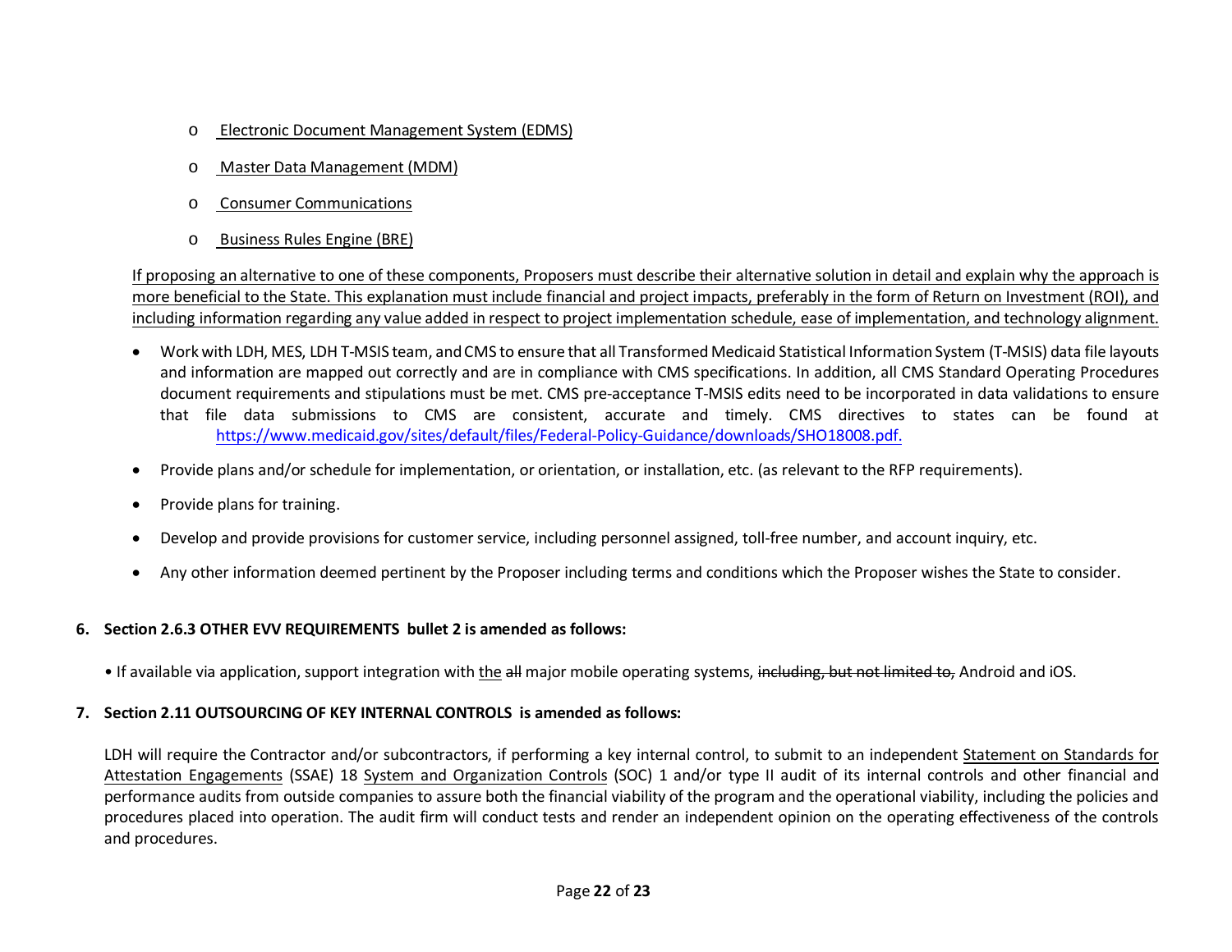- Electronic Document Management System (EDMS)
- Master Data Management (MDM)
- Consumer Communications
- Business Rules Engine (BRE)

If proposing an alternative to one of these components, Proposers must describe their alternative solution in detail and explain why the approach is more beneficial to the State. This explanation must include financial and project impacts, preferably in the form of Return on Investment (ROI), and including information regarding any value added in respect to project implementation schedule, ease of implementation, and technology alignment.

- Work with LDH, MES, LDH T-MSIS team, and CMS to ensure that all Transformed Medicaid Statistical Information System (T-MSIS) data file layouts and information are mapped out correctly and are in compliance with CMS specifications. In addition, all CMS Standard Operating Procedures document requirements and stipulations must be met. CMS pre-acceptance T-MSIS edits need to be incorporated in data validations to ensure that file data submissions to CMS are consistent, accurate and timely. CMS directives to states can be found at https://www.medicaid.gov/sites/default/files/Federal-Policy-Guidance/downloads/SHO18008.pdf.
- Provide plans and/or schedule for implementation, or orientation, or installation, etc. (as relevant to the RFP requirements).
- Provide plans for training.
- Develop and provide provisions for customer service, including personnel assigned, toll-free number, and account inquiry, etc.
- Any other information deemed pertinent by the Proposer including terms and conditions which the Proposer wishes the State to consider.

**6. Section 2.6.3 OTHER EVV REQUIREMENTS bullet 2 is amended as follows:**

• If available via application, support integration with the ~~all~~ major mobile operating systems, ~~including, but not limited to,~~ Android and iOS.

**7. Section 2.11 OUTSOURCING OF KEY INTERNAL CONTROLS is amended as follows:**

LDH will require the Contractor and/or subcontractors, if performing a key internal control, to submit to an independent Statement on Standards for Attestation Engagements (SSAE) 18 System and Organization Controls (SOC) 1 and/or type II audit of its internal controls and other financial and performance audits from outside companies to assure both the financial viability of the program and the operational viability, including the policies and procedures placed into operation. The audit firm will conduct tests and render an independent opinion on the operating effectiveness of the controls and procedures.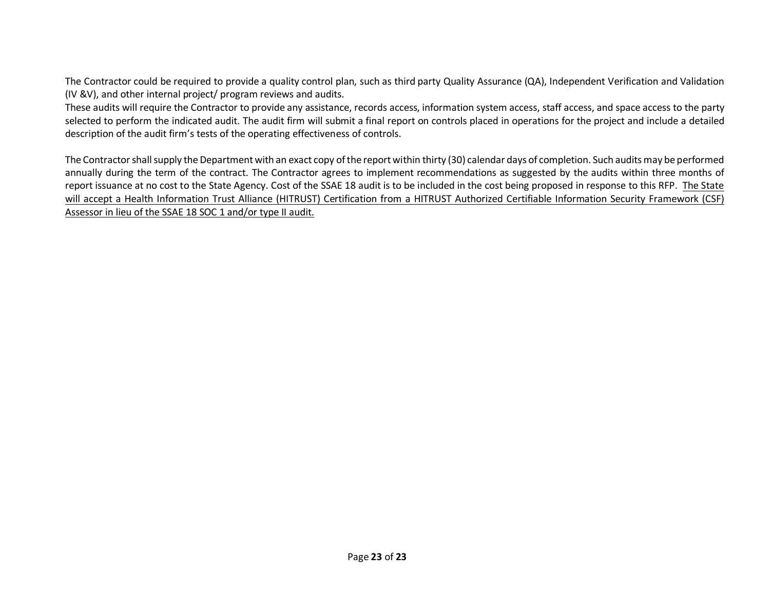The Contractor could be required to provide a quality control plan, such as third party Quality Assurance (QA), Independent Verification and Validation (IV &V), and other internal project/ program reviews and audits.
These audits will require the Contractor to provide any assistance, records access, information system access, staff access, and space access to the party selected to perform the indicated audit. The audit firm will submit a final report on controls placed in operations for the project and include a detailed description of the audit firm's tests of the operating effectiveness of controls.

The Contractor shall supply the Department with an exact copy of the report within thirty (30) calendar days of completion. Such audits may be performed annually during the term of the contract. The Contractor agrees to implement recommendations as suggested by the audits within three months of report issuance at no cost to the State Agency. Cost of the SSAE 18 audit is to be included in the cost being proposed in response to this RFP. <u>The State will accept a Health Information Trust Alliance (HITRUST) Certification from a HITRUST Authorized Certifiable Information Security Framework (CSF) Assessor in lieu of the SSAE 18 SOC 1 and/or type II audit.</u>